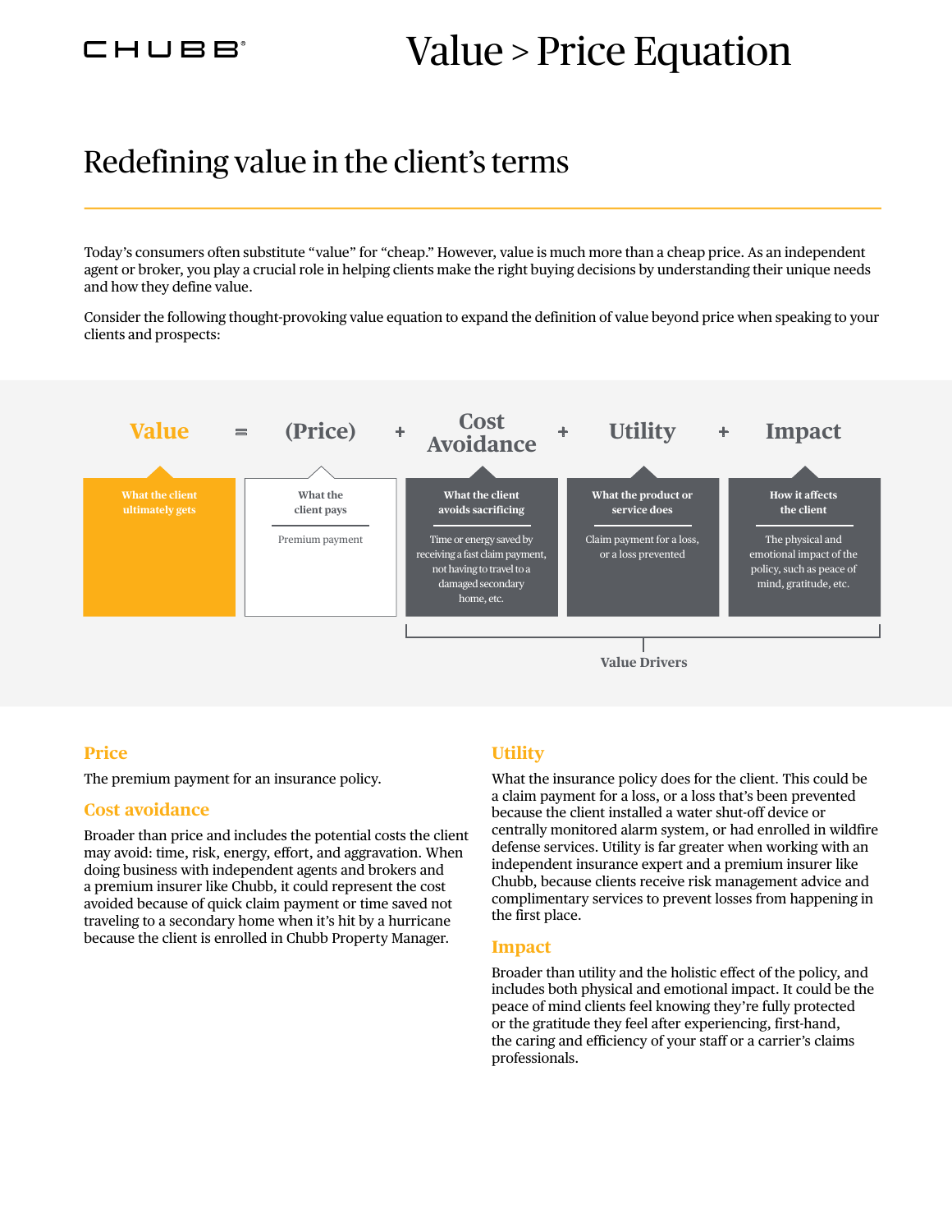CHUBB

# Value > Price Equation

## Redefining value in the client's terms

Today's consumers often substitute "value" for "cheap." However, value is much more than a cheap price. As an independent agent or broker, you play a crucial role in helping clients make the right buying decisions by understanding their unique needs and how they define value.

Consider the following thought-provoking value equation to expand the definition of value beyond price when speaking to your clients and prospects:

**Value = (Price) + Cost Avoidance + Utility + Impact**

| Value | = | (Price) | + | Cost Avoidance | + | Utility | + | Impact |
|---|---|---|---|---|---|---|---|---|
| What the client ultimately gets | | What the client pays | | What the client avoids sacrificing | | What the product or service does | | How it affects the client |
| | | Premium payment | | Time or energy saved by receiving a fast claim payment, not having to travel to a damaged secondary home, etc. | | Claim payment for a loss, or a loss prevented | | The physical and emotional impact of the policy, such as peace of mind, gratitude, etc. |

Value Drivers: Cost Avoidance, Utility, Impact

### Price

The premium payment for an insurance policy.

### Cost avoidance

Broader than price and includes the potential costs the client may avoid: time, risk, energy, effort, and aggravation. When doing business with independent agents and brokers and a premium insurer like Chubb, it could represent the cost avoided because of quick claim payment or time saved not traveling to a secondary home when it's hit by a hurricane because the client is enrolled in Chubb Property Manager.

### Utility

What the insurance policy does for the client. This could be a claim payment for a loss, or a loss that's been prevented because the client installed a water shut-off device or centrally monitored alarm system, or had enrolled in wildfire defense services. Utility is far greater when working with an independent insurance expert and a premium insurer like Chubb, because clients receive risk management advice and complimentary services to prevent losses from happening in the first place.

### Impact

Broader than utility and the holistic effect of the policy, and includes both physical and emotional impact. It could be the peace of mind clients feel knowing they're fully protected or the gratitude they feel after experiencing, first-hand, the caring and efficiency of your staff or a carrier's claims professionals.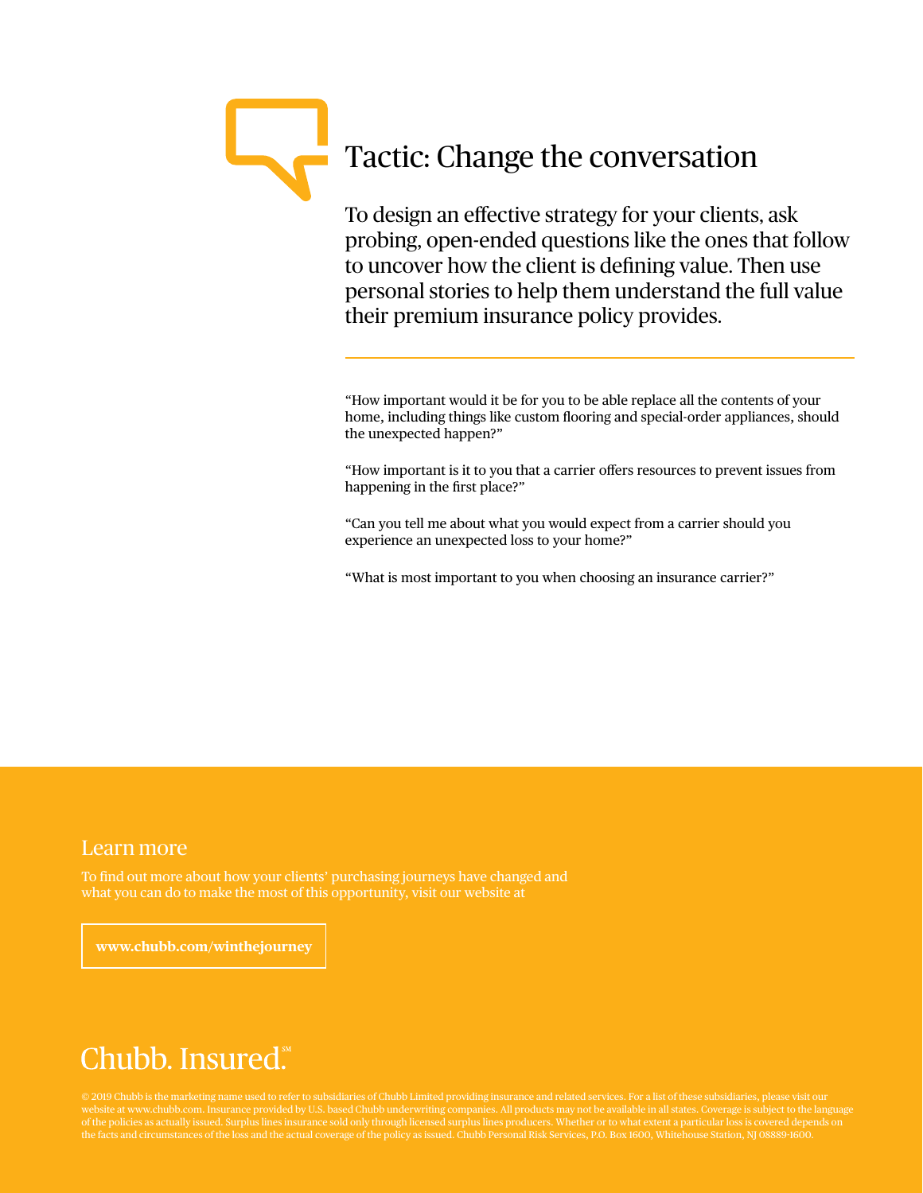# Tactic: Change the conversation

To design an effective strategy for your clients, ask probing, open-ended questions like the ones that follow to uncover how the client is defining value. Then use personal stories to help them understand the full value their premium insurance policy provides.

---

"How important would it be for you to be able replace all the contents of your home, including things like custom flooring and special-order appliances, should the unexpected happen?"

"How important is it to you that a carrier offers resources to prevent issues from happening in the first place?"

"Can you tell me about what you would expect from a carrier should you experience an unexpected loss to your home?"

"What is most important to you when choosing an insurance carrier?"

## Learn more

To find out more about how your clients' purchasing journeys have changed and what you can do to make the most of this opportunity, visit our website at

**www.chubb.com/winthejourney**

Chubb. Insured.℠

© 2019 Chubb is the marketing name used to refer to subsidiaries of Chubb Limited providing insurance and related services. For a list of these subsidiaries, please visit our website at www.chubb.com. Insurance provided by U.S. based Chubb underwriting companies. All products may not be available in all states. Coverage is subject to the language of the policies as actually issued. Surplus lines insurance sold only through licensed surplus lines producers. Whether or to what extent a particular loss is covered depends on the facts and circumstances of the loss and the actual coverage of the policy as issued. Chubb Personal Risk Services, P.O. Box 1600, Whitehouse Station, NJ 08889-1600.